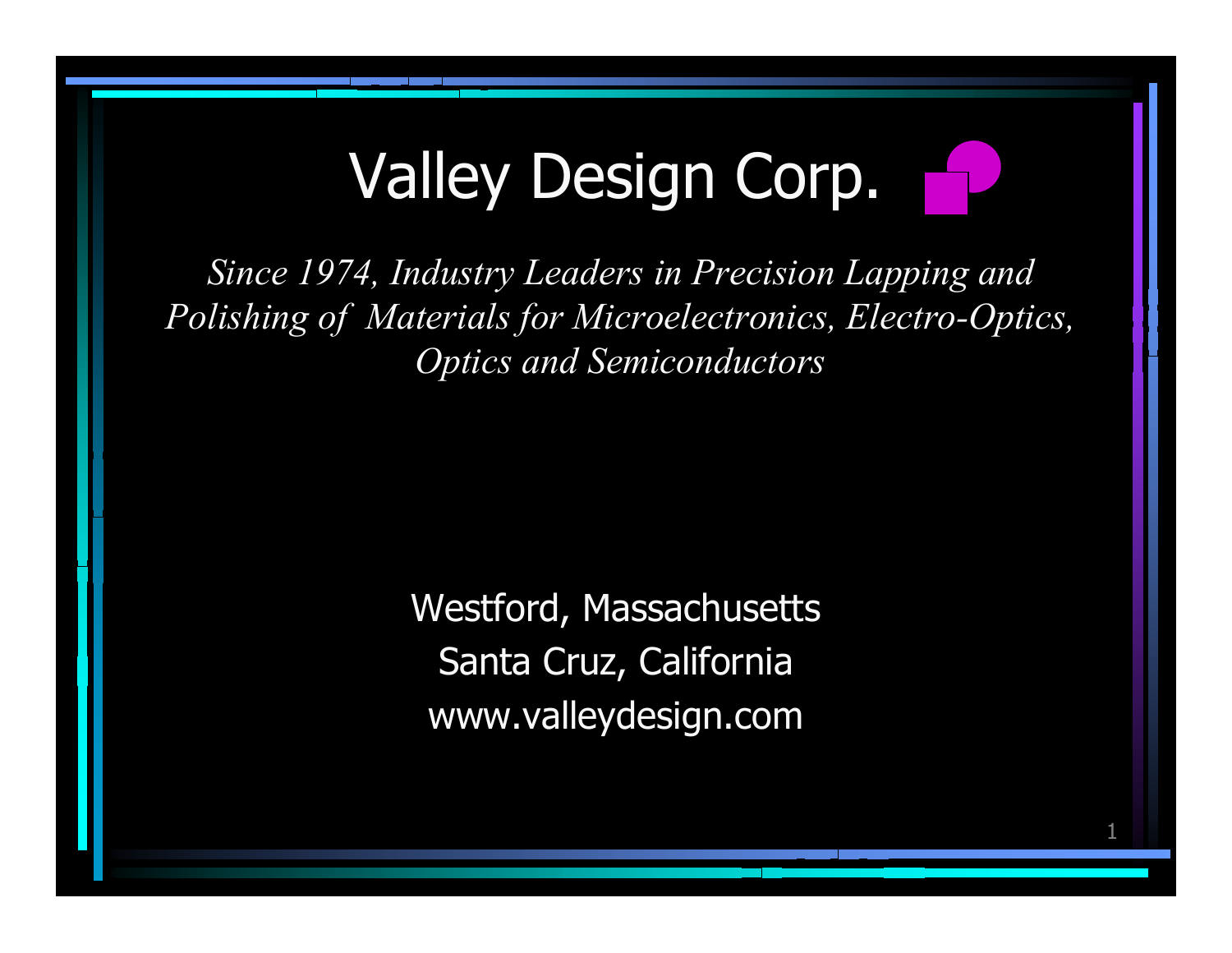# Valley Design Corp.

*Since 1974, Industry Leaders in Precision Lapping and Polishing of Materials for Microelectronics, Electro-Optics, Optics and Semiconductors*

Westford, Massachusetts
Santa Cruz, California
www.valleydesign.com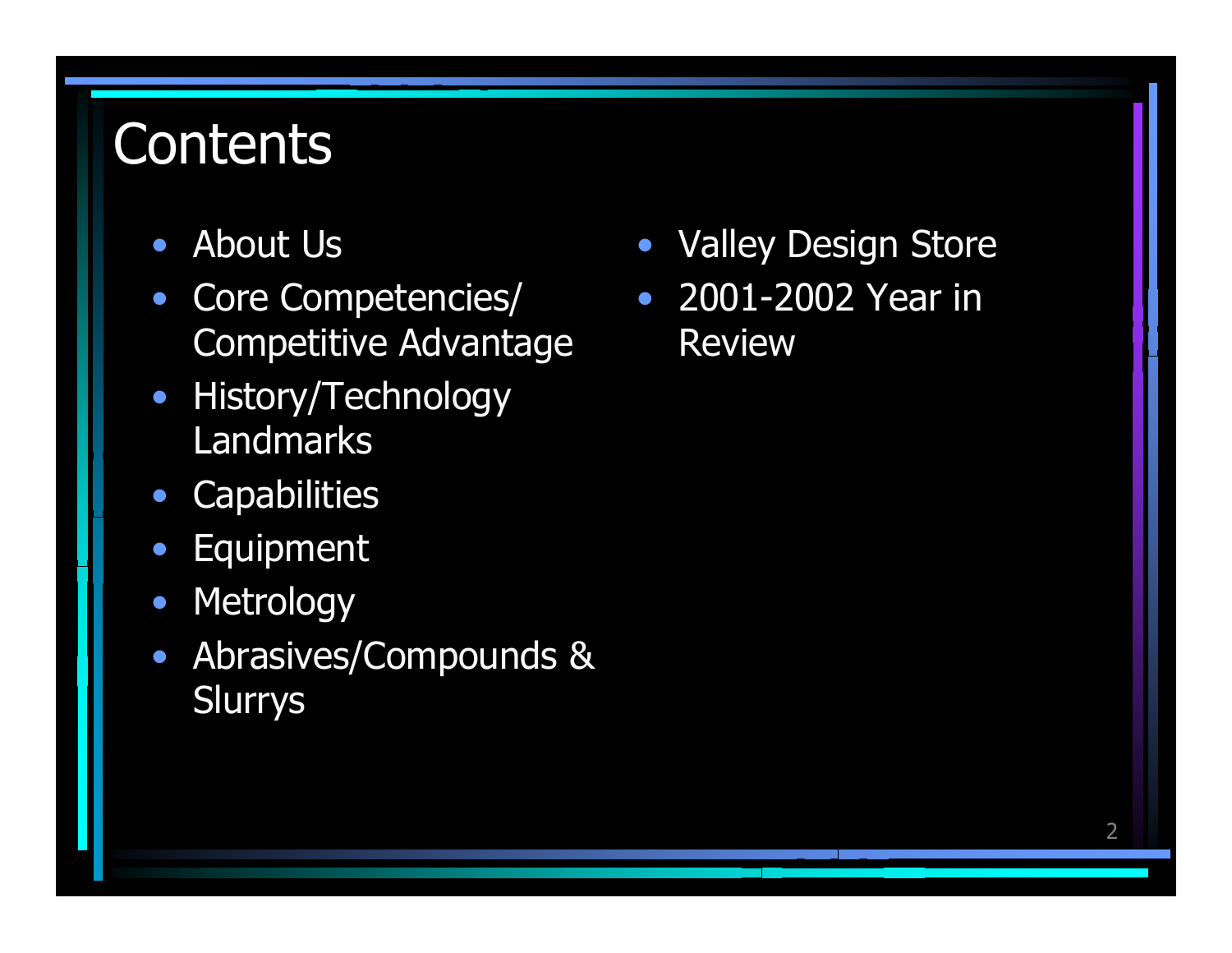# Contents

- About Us
- Core Competencies/ Competitive Advantage
- History/Technology Landmarks
- Capabilities
- Equipment
- Metrology
- Abrasives/Compounds & Slurrys
- Valley Design Store
- 2001-2002 Year in Review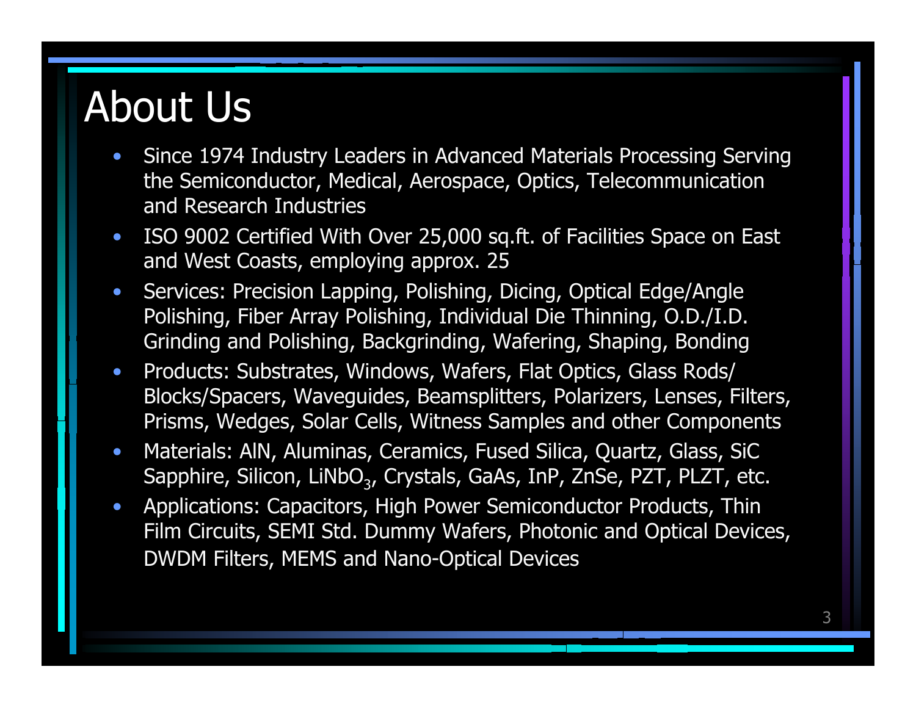# About Us

- Since 1974 Industry Leaders in Advanced Materials Processing Serving the Semiconductor, Medical, Aerospace, Optics, Telecommunication and Research Industries
- ISO 9002 Certified With Over 25,000 sq.ft. of Facilities Space on East and West Coasts, employing approx. 25
- Services: Precision Lapping, Polishing, Dicing, Optical Edge/Angle Polishing, Fiber Array Polishing, Individual Die Thinning, O.D./I.D. Grinding and Polishing, Backgrinding, Wafering, Shaping, Bonding
- Products: Substrates, Windows, Wafers, Flat Optics, Glass Rods/ Blocks/Spacers, Waveguides, Beamsplitters, Polarizers, Lenses, Filters, Prisms, Wedges, Solar Cells, Witness Samples and other Components
- Materials: AlN, Aluminas, Ceramics, Fused Silica, Quartz, Glass, SiC Sapphire, Silicon, $LiNbO_3$, Crystals, GaAs, InP, ZnSe, PZT, PLZT, etc.
- Applications: Capacitors, High Power Semiconductor Products, Thin Film Circuits, SEMI Std. Dummy Wafers, Photonic and Optical Devices, DWDM Filters, MEMS and Nano-Optical Devices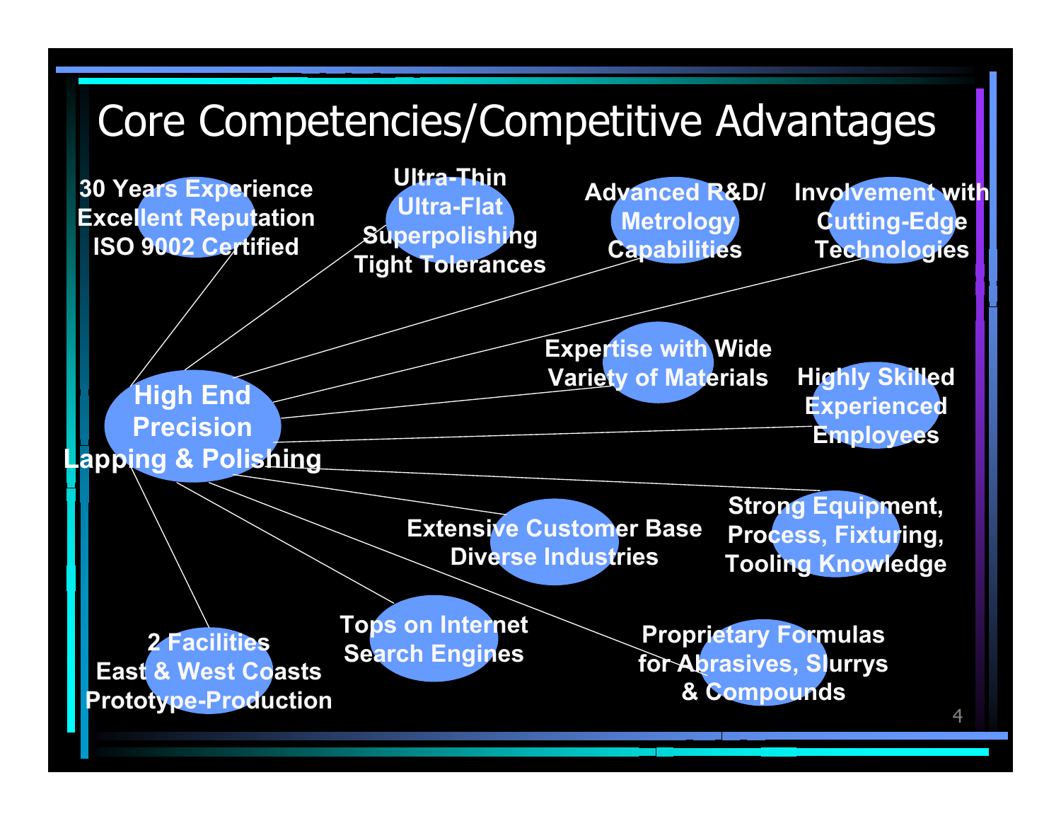# Core Competencies/Competitive Advantages

**High End Precision Lapping & Polishing**

- **30 Years Experience, Excellent Reputation, ISO 9002 Certified**
- **Ultra-Thin, Ultra-Flat, Superpolishing, Tight Tolerances**
- **Advanced R&D/ Metrology Capabilities**
- **Involvement with Cutting-Edge Technologies**
- **Expertise with Wide Variety of Materials**
- **Highly Skilled Experienced Employees**
- **Strong Equipment, Process, Fixturing, Tooling Knowledge**
- **Extensive Customer Base Diverse Industries**
- **Proprietary Formulas for Abrasives, Slurrys & Compounds**
- **Tops on Internet Search Engines**
- **2 Facilities, East & West Coasts, Prototype-Production**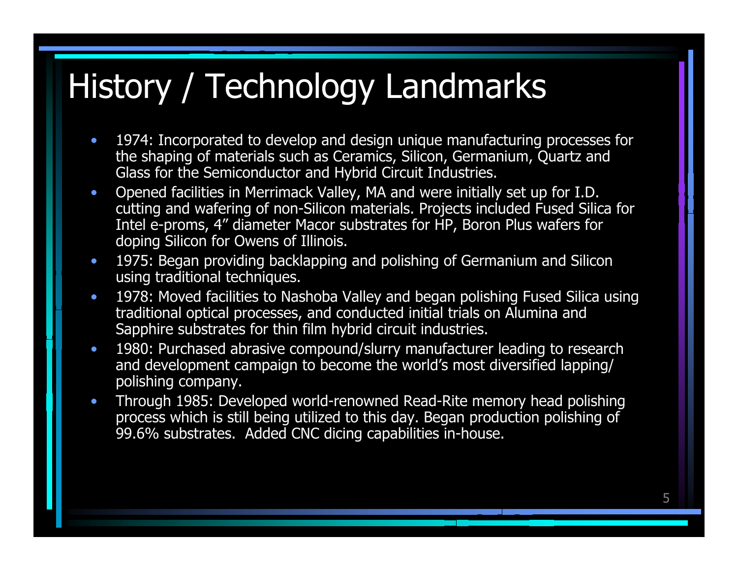# History / Technology Landmarks

- 1974: Incorporated to develop and design unique manufacturing processes for the shaping of materials such as Ceramics, Silicon, Germanium, Quartz and Glass for the Semiconductor and Hybrid Circuit Industries.
- Opened facilities in Merrimack Valley, MA and were initially set up for I.D. cutting and wafering of non-Silicon materials. Projects included Fused Silica for Intel e-proms, 4" diameter Macor substrates for HP, Boron Plus wafers for doping Silicon for Owens of Illinois.
- 1975: Began providing backlapping and polishing of Germanium and Silicon using traditional techniques.
- 1978: Moved facilities to Nashoba Valley and began polishing Fused Silica using traditional optical processes, and conducted initial trials on Alumina and Sapphire substrates for thin film hybrid circuit industries.
- 1980: Purchased abrasive compound/slurry manufacturer leading to research and development campaign to become the world's most diversified lapping/ polishing company.
- Through 1985: Developed world-renowned Read-Rite memory head polishing process which is still being utilized to this day. Began production polishing of 99.6% substrates. Added CNC dicing capabilities in-house.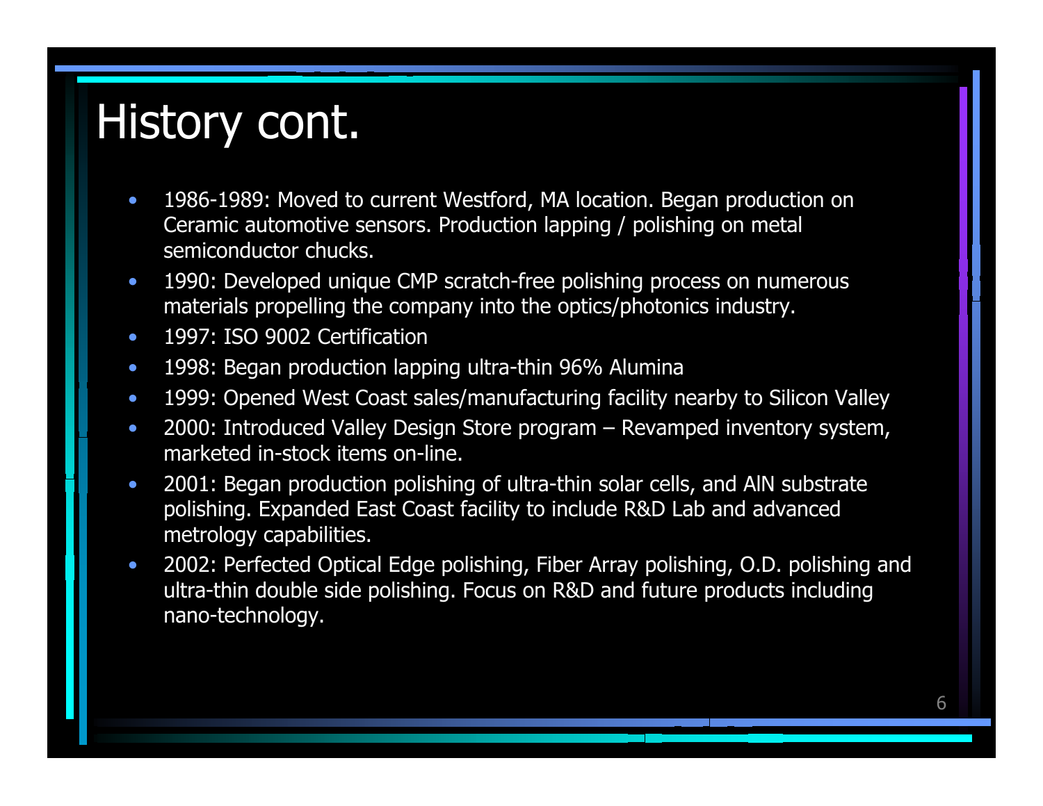# History cont.

- 1986-1989: Moved to current Westford, MA location. Began production on Ceramic automotive sensors. Production lapping / polishing on metal semiconductor chucks.
- 1990: Developed unique CMP scratch-free polishing process on numerous materials propelling the company into the optics/photonics industry.
- 1997: ISO 9002 Certification
- 1998: Began production lapping ultra-thin 96% Alumina
- 1999: Opened West Coast sales/manufacturing facility nearby to Silicon Valley
- 2000: Introduced Valley Design Store program – Revamped inventory system, marketed in-stock items on-line.
- 2001: Began production polishing of ultra-thin solar cells, and AlN substrate polishing. Expanded East Coast facility to include R&D Lab and advanced metrology capabilities.
- 2002: Perfected Optical Edge polishing, Fiber Array polishing, O.D. polishing and ultra-thin double side polishing. Focus on R&D and future products including nano-technology.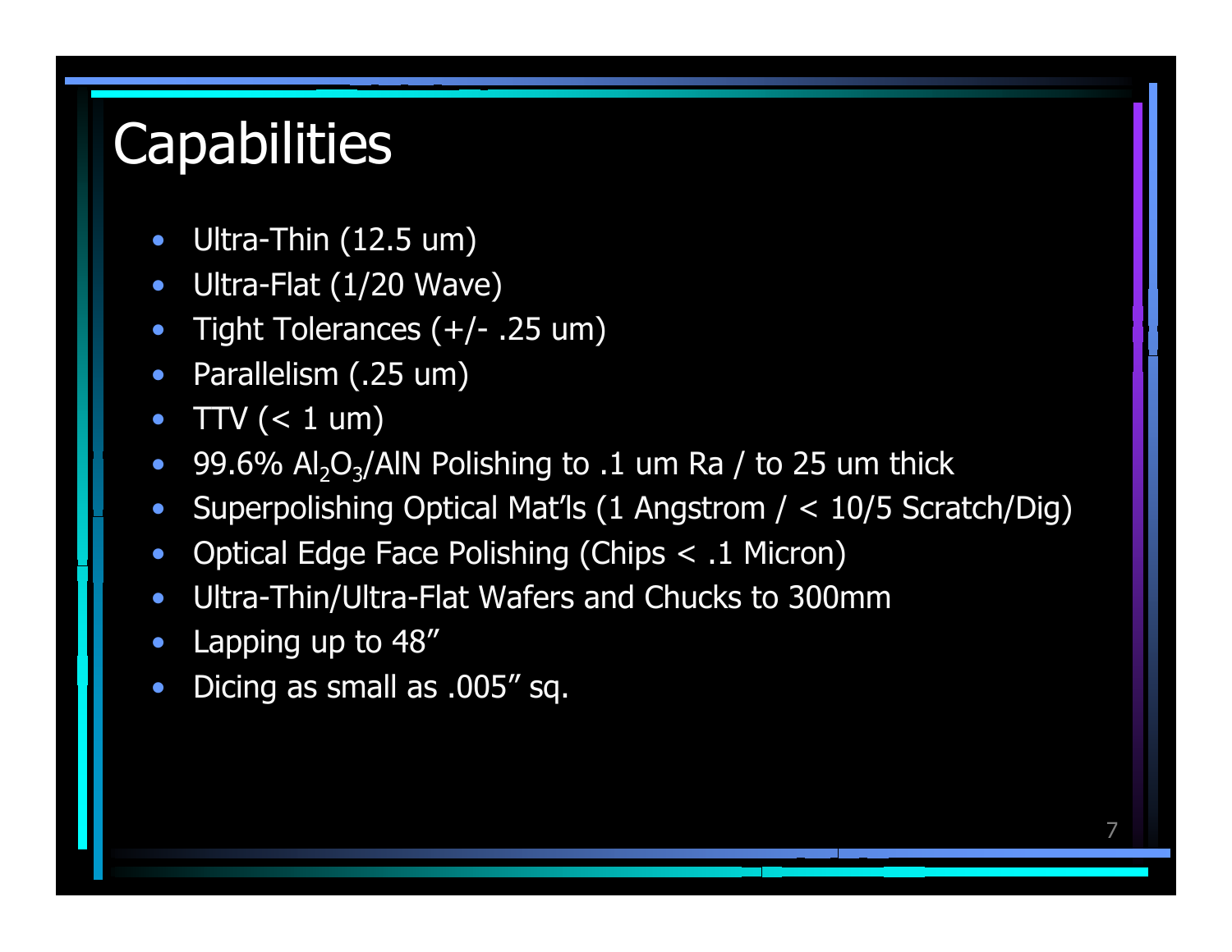# Capabilities

- Ultra-Thin (12.5 um)
- Ultra-Flat (1/20 Wave)
- Tight Tolerances (+/- .25 um)
- Parallelism (.25 um)
- TTV (< 1 um)
- 99.6% $Al_2O_3$/AlN Polishing to .1 um Ra / to 25 um thick
- Superpolishing Optical Mat'ls (1 Angstrom / < 10/5 Scratch/Dig)
- Optical Edge Face Polishing (Chips < .1 Micron)
- Ultra-Thin/Ultra-Flat Wafers and Chucks to 300mm
- Lapping up to 48"
- Dicing as small as .005" sq.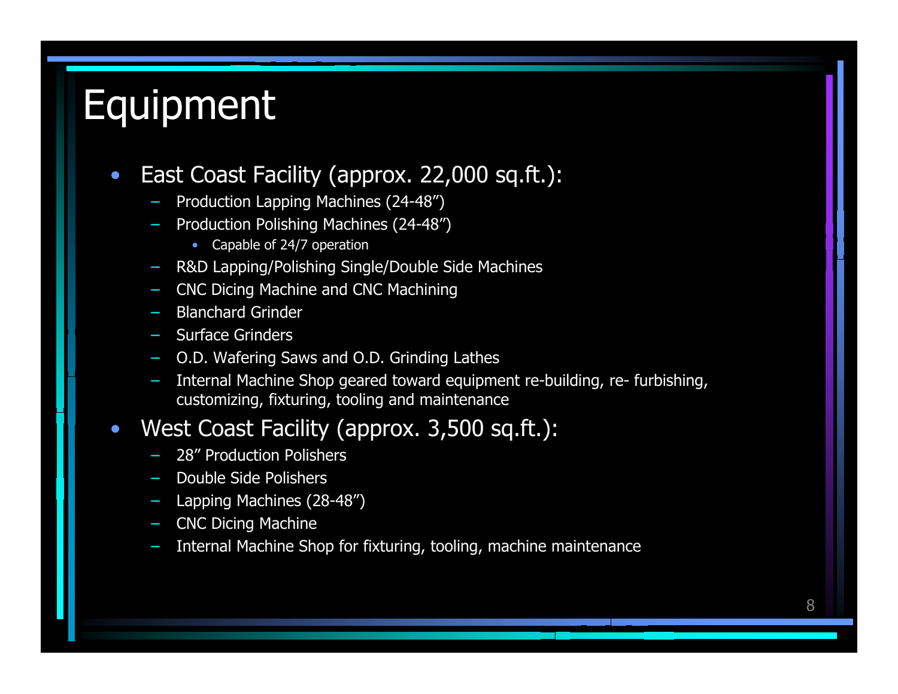# Equipment

- East Coast Facility (approx. 22,000 sq.ft.):
  - Production Lapping Machines (24-48”)
  - Production Polishing Machines (24-48”)
    - Capable of 24/7 operation
  - R&D Lapping/Polishing Single/Double Side Machines
  - CNC Dicing Machine and CNC Machining
  - Blanchard Grinder
  - Surface Grinders
  - O.D. Wafering Saws and O.D. Grinding Lathes
  - Internal Machine Shop geared toward equipment re-building, re- furbishing, customizing, fixturing, tooling and maintenance
- West Coast Facility (approx. 3,500 sq.ft.):
  - 28” Production Polishers
  - Double Side Polishers
  - Lapping Machines (28-48”)
  - CNC Dicing Machine
  - Internal Machine Shop for fixturing, tooling, machine maintenance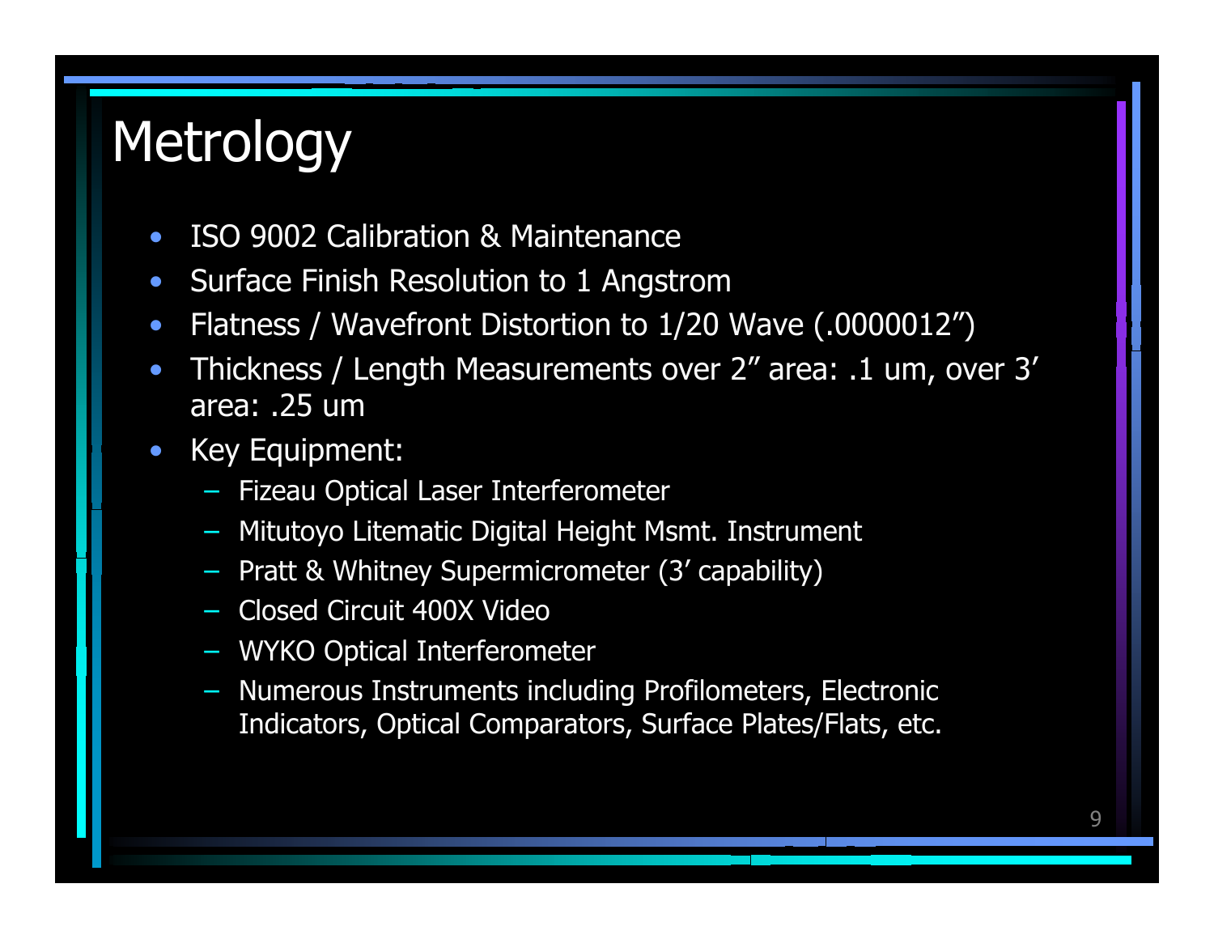# Metrology

- ISO 9002 Calibration & Maintenance
- Surface Finish Resolution to 1 Angstrom
- Flatness / Wavefront Distortion to 1/20 Wave (.0000012”)
- Thickness / Length Measurements over 2” area: .1 um, over 3’ area: .25 um
- Key Equipment:
  - Fizeau Optical Laser Interferometer
  - Mitutoyo Litematic Digital Height Msmt. Instrument
  - Pratt & Whitney Supermicrometer (3’ capability)
  - Closed Circuit 400X Video
  - WYKO Optical Interferometer
  - Numerous Instruments including Profilometers, Electronic Indicators, Optical Comparators, Surface Plates/Flats, etc.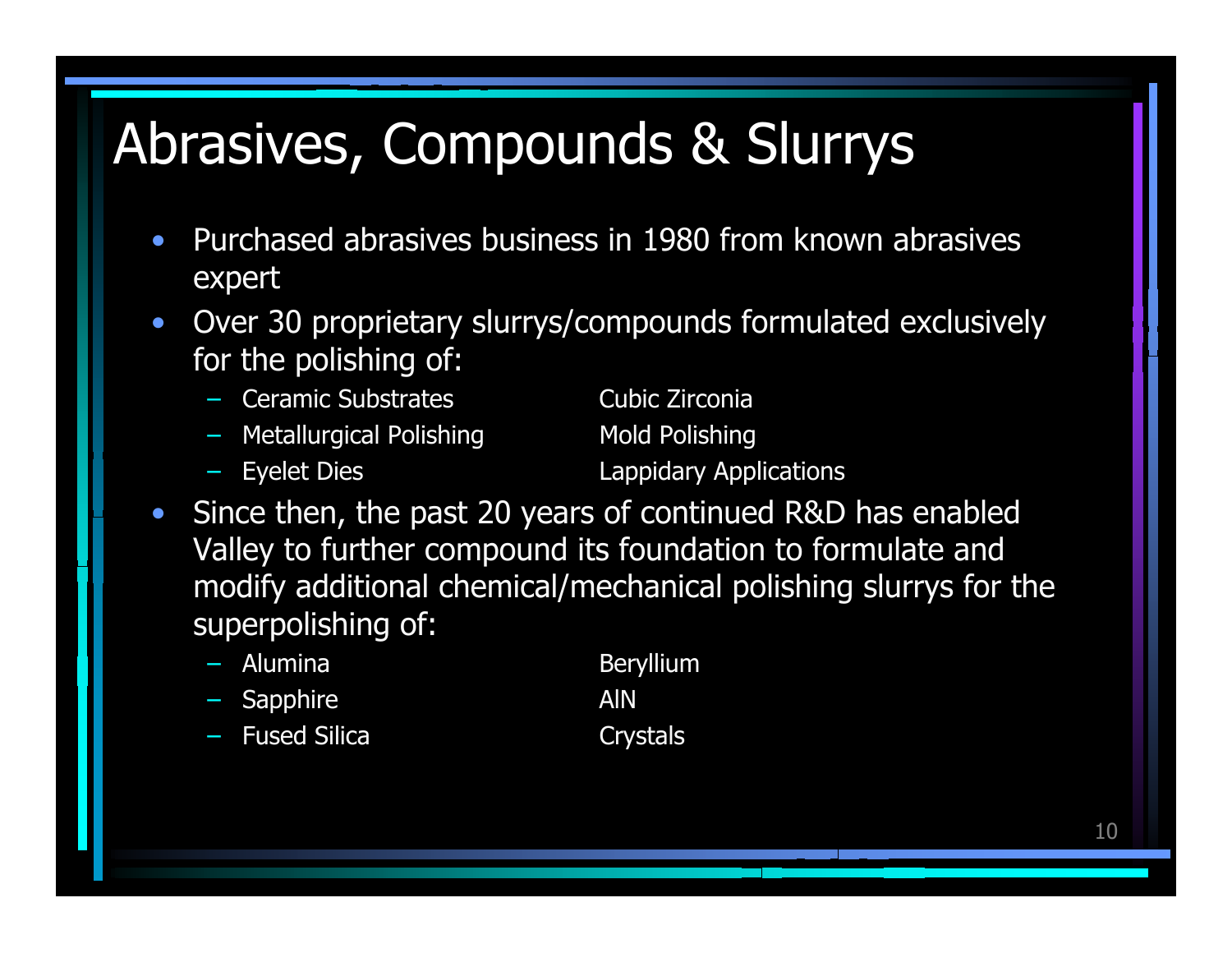# Abrasives, Compounds & Slurrys

- Purchased abrasives business in 1980 from known abrasives expert
- Over 30 proprietary slurrys/compounds formulated exclusively for the polishing of:
  - Ceramic Substrates
  - Metallurgical Polishing
  - Eyelet Dies
  - Cubic Zirconia
  - Mold Polishing
  - Lappidary Applications
- Since then, the past 20 years of continued R&D has enabled Valley to further compound its foundation to formulate and modify additional chemical/mechanical polishing slurrys for the superpolishing of:
  - Alumina
  - Sapphire
  - Fused Silica
  - Beryllium
  - AlN
  - Crystals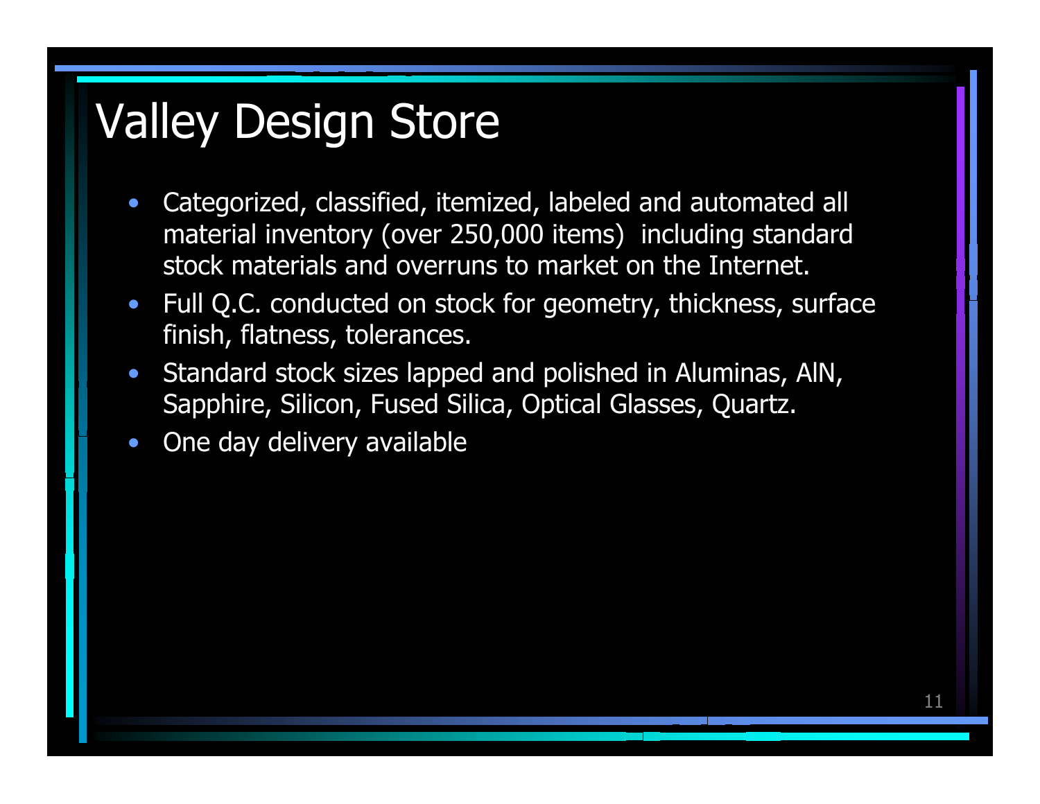# Valley Design Store

- Categorized, classified, itemized, labeled and automated all material inventory (over 250,000 items) including standard stock materials and overruns to market on the Internet.
- Full Q.C. conducted on stock for geometry, thickness, surface finish, flatness, tolerances.
- Standard stock sizes lapped and polished in Aluminas, AlN, Sapphire, Silicon, Fused Silica, Optical Glasses, Quartz.
- One day delivery available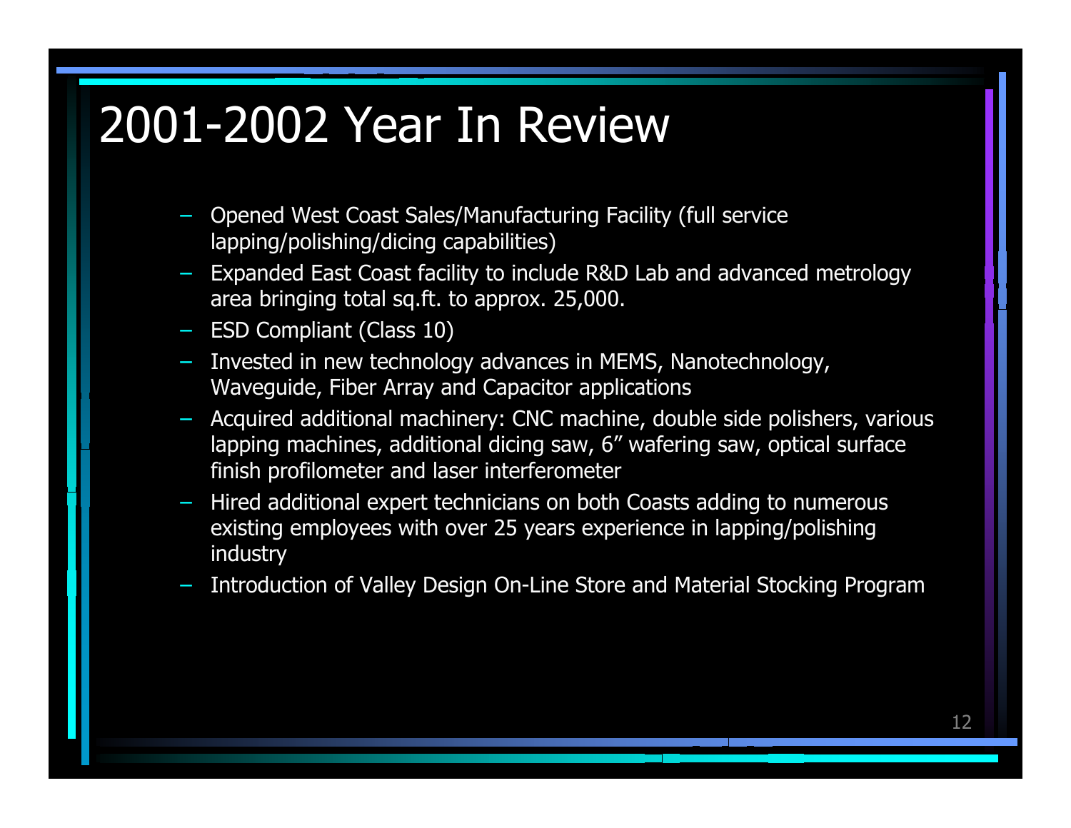# 2001-2002 Year In Review

- Opened West Coast Sales/Manufacturing Facility (full service lapping/polishing/dicing capabilities)
- Expanded East Coast facility to include R&D Lab and advanced metrology area bringing total sq.ft. to approx. 25,000.
- ESD Compliant (Class 10)
- Invested in new technology advances in MEMS, Nanotechnology, Waveguide, Fiber Array and Capacitor applications
- Acquired additional machinery: CNC machine, double side polishers, various lapping machines, additional dicing saw, 6" wafering saw, optical surface finish profilometer and laser interferometer
- Hired additional expert technicians on both Coasts adding to numerous existing employees with over 25 years experience in lapping/polishing industry
- Introduction of Valley Design On-Line Store and Material Stocking Program